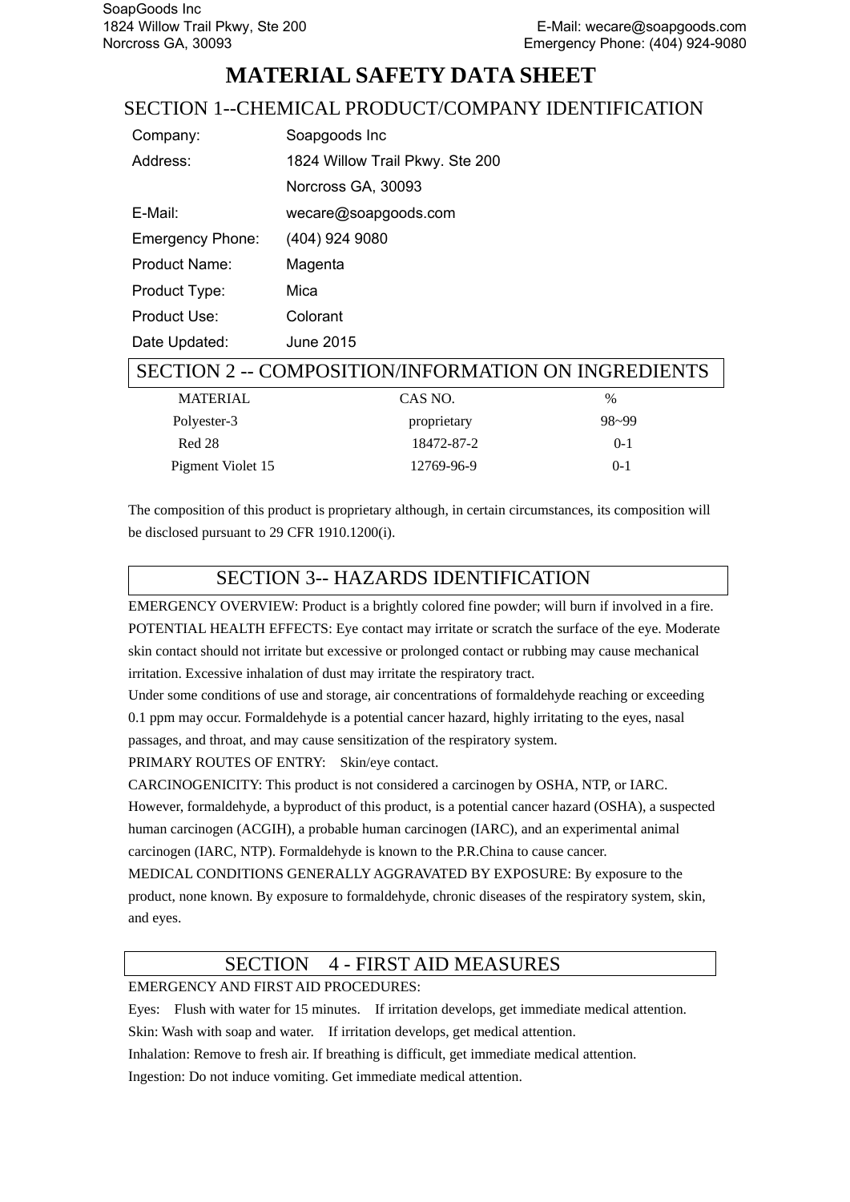SoapGoods Inc
1824 Willow Trail Pkwy, Ste 200
Norcross GA, 30093

E-Mail: wecare@soapgoods.com
Emergency Phone: (404) 924-9080

# MATERIAL SAFETY DATA SHEET

## SECTION 1--CHEMICAL PRODUCT/COMPANY IDENTIFICATION

| | |
|---|---|
| Company: | Soapgoods Inc |
| Address: | 1824 Willow Trail Pkwy. Ste 200 |
| | Norcross GA, 30093 |
| E-Mail: | wecare@soapgoods.com |
| Emergency Phone: | (404) 924 9080 |
| Product Name: | Magenta |
| Product Type: | Mica |
| Product Use: | Colorant |
| Date Updated: | June 2015 |

## SECTION 2 -- COMPOSITION/INFORMATION ON INGREDIENTS

| MATERIAL | CAS NO. | % |
|---|---|---|
| Polyester-3 | proprietary | 98~99 |
| Red 28 | 18472-87-2 | 0-1 |
| Pigment Violet 15 | 12769-96-9 | 0-1 |

The composition of this product is proprietary although, in certain circumstances, its composition will be disclosed pursuant to 29 CFR 1910.1200(i).

## SECTION 3-- HAZARDS IDENTIFICATION

EMERGENCY OVERVIEW: Product is a brightly colored fine powder; will burn if involved in a fire.
POTENTIAL HEALTH EFFECTS: Eye contact may irritate or scratch the surface of the eye. Moderate skin contact should not irritate but excessive or prolonged contact or rubbing may cause mechanical irritation. Excessive inhalation of dust may irritate the respiratory tract.
Under some conditions of use and storage, air concentrations of formaldehyde reaching or exceeding 0.1 ppm may occur. Formaldehyde is a potential cancer hazard, highly irritating to the eyes, nasal passages, and throat, and may cause sensitization of the respiratory system.
PRIMARY ROUTES OF ENTRY: Skin/eye contact.
CARCINOGENICITY: This product is not considered a carcinogen by OSHA, NTP, or IARC. However, formaldehyde, a byproduct of this product, is a potential cancer hazard (OSHA), a suspected human carcinogen (ACGIH), a probable human carcinogen (IARC), and an experimental animal carcinogen (IARC, NTP). Formaldehyde is known to the P.R.China to cause cancer.
MEDICAL CONDITIONS GENERALLY AGGRAVATED BY EXPOSURE: By exposure to the product, none known. By exposure to formaldehyde, chronic diseases of the respiratory system, skin, and eyes.

## SECTION 4 - FIRST AID MEASURES

EMERGENCY AND FIRST AID PROCEDURES:
Eyes: Flush with water for 15 minutes. If irritation develops, get immediate medical attention.
Skin: Wash with soap and water. If irritation develops, get medical attention.
Inhalation: Remove to fresh air. If breathing is difficult, get immediate medical attention.
Ingestion: Do not induce vomiting. Get immediate medical attention.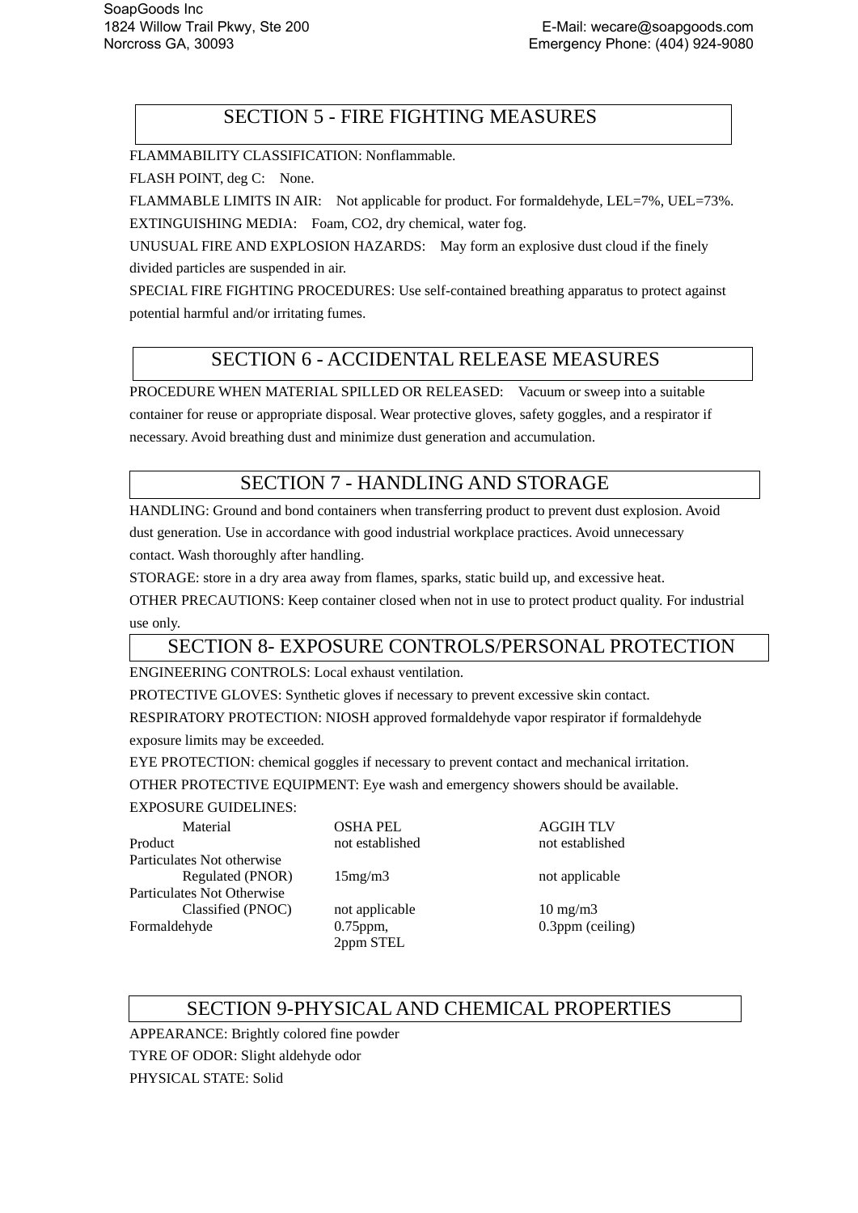## SECTION 5 - FIRE FIGHTING MEASURES

FLAMMABILITY CLASSIFICATION: Nonflammable.

FLASH POINT, deg C: None.

FLAMMABLE LIMITS IN AIR: Not applicable for product. For formaldehyde, LEL=7%, UEL=73%.

EXTINGUISHING MEDIA: Foam, CO2, dry chemical, water fog.

UNUSUAL FIRE AND EXPLOSION HAZARDS: May form an explosive dust cloud if the finely divided particles are suspended in air.

SPECIAL FIRE FIGHTING PROCEDURES: Use self-contained breathing apparatus to protect against potential harmful and/or irritating fumes.

## SECTION 6 - ACCIDENTAL RELEASE MEASURES

PROCEDURE WHEN MATERIAL SPILLED OR RELEASED: Vacuum or sweep into a suitable container for reuse or appropriate disposal. Wear protective gloves, safety goggles, and a respirator if necessary. Avoid breathing dust and minimize dust generation and accumulation.

## SECTION 7 - HANDLING AND STORAGE

HANDLING: Ground and bond containers when transferring product to prevent dust explosion. Avoid dust generation. Use in accordance with good industrial workplace practices. Avoid unnecessary contact. Wash thoroughly after handling.

STORAGE: store in a dry area away from flames, sparks, static build up, and excessive heat.

OTHER PRECAUTIONS: Keep container closed when not in use to protect product quality. For industrial use only.

## SECTION 8- EXPOSURE CONTROLS/PERSONAL PROTECTION

ENGINEERING CONTROLS: Local exhaust ventilation.

PROTECTIVE GLOVES: Synthetic gloves if necessary to prevent excessive skin contact.

RESPIRATORY PROTECTION: NIOSH approved formaldehyde vapor respirator if formaldehyde exposure limits may be exceeded.

EYE PROTECTION: chemical goggles if necessary to prevent contact and mechanical irritation.

OTHER PROTECTIVE EQUIPMENT: Eye wash and emergency showers should be available.

EXPOSURE GUIDELINES:

| Material | OSHA PEL | AGGIH TLV |
|---|---|---|
| Product | not established | not established |
| Particulates Not otherwise Regulated (PNOR) | 15mg/m3 | not applicable |
| Particulates Not Otherwise Classified (PNOC) | not applicable | 10 mg/m3 |
| Formaldehyde | 0.75ppm, 2ppm STEL | 0.3ppm (ceiling) |

## SECTION 9-PHYSICAL AND CHEMICAL PROPERTIES

APPEARANCE: Brightly colored fine powder

TYRE OF ODOR: Slight aldehyde odor

PHYSICAL STATE: Solid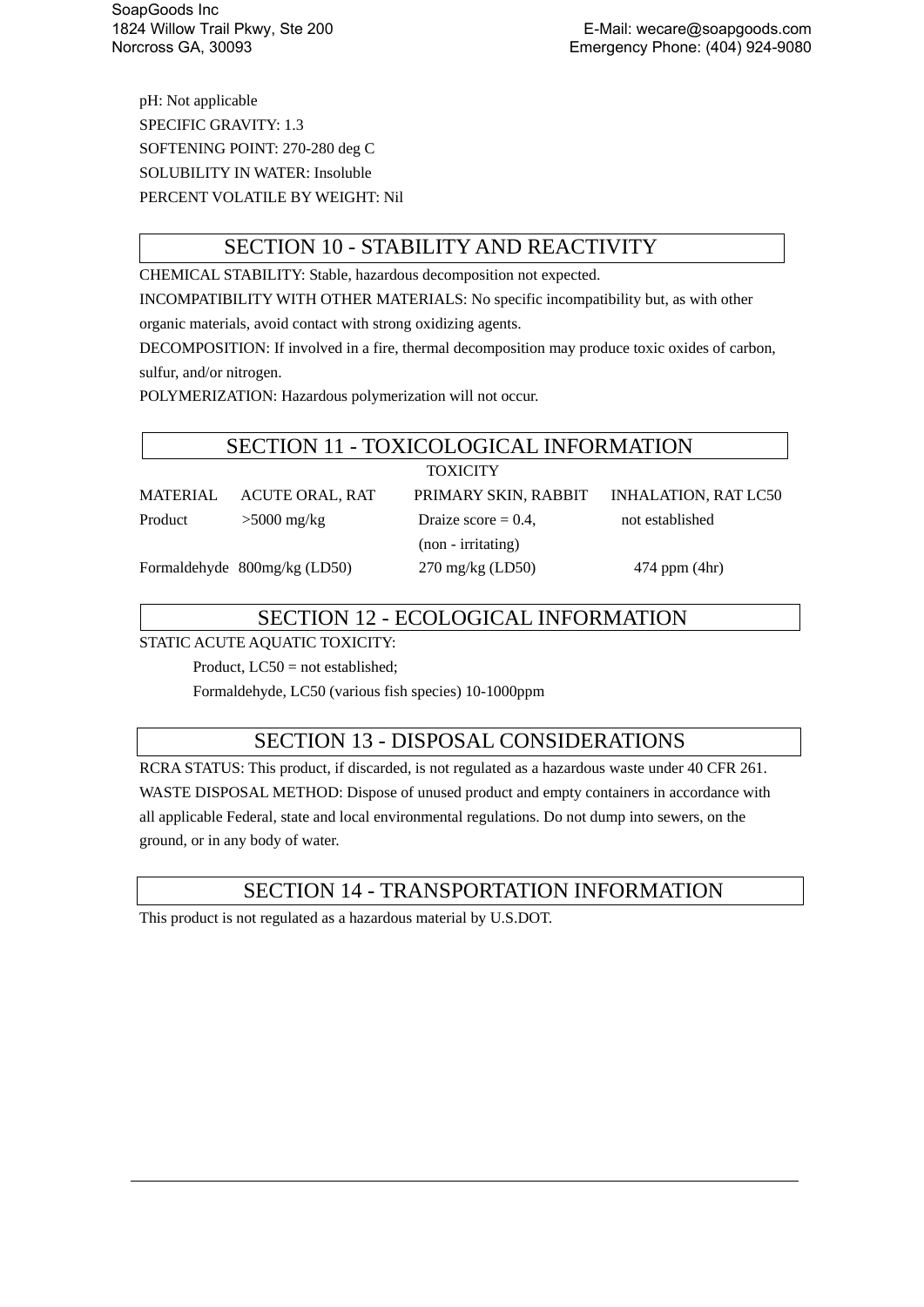pH: Not applicable

SPECIFIC GRAVITY: 1.3

SOFTENING POINT: 270-280 deg C

SOLUBILITY IN WATER: Insoluble

PERCENT VOLATILE BY WEIGHT: Nil

## SECTION 10 - STABILITY AND REACTIVITY

CHEMICAL STABILITY: Stable, hazardous decomposition not expected.

INCOMPATIBILITY WITH OTHER MATERIALS: No specific incompatibility but, as with other organic materials, avoid contact with strong oxidizing agents.

DECOMPOSITION: If involved in a fire, thermal decomposition may produce toxic oxides of carbon, sulfur, and/or nitrogen.

POLYMERIZATION: Hazardous polymerization will not occur.

## SECTION 11 - TOXICOLOGICAL INFORMATION

TOXICITY

| MATERIAL | ACUTE ORAL, RAT | PRIMARY SKIN, RABBIT | INHALATION, RAT LC50 |
|---|---|---|---|
| Product | >5000 mg/kg | Draize score = 0.4, (non - irritating) | not established |
| Formaldehyde | 800mg/kg (LD50) | 270 mg/kg (LD50) | 474 ppm (4hr) |

## SECTION 12 - ECOLOGICAL INFORMATION

STATIC ACUTE AQUATIC TOXICITY:

Product, LC50 = not established;

Formaldehyde, LC50 (various fish species) 10-1000ppm

## SECTION 13 - DISPOSAL CONSIDERATIONS

RCRA STATUS: This product, if discarded, is not regulated as a hazardous waste under 40 CFR 261.

WASTE DISPOSAL METHOD: Dispose of unused product and empty containers in accordance with all applicable Federal, state and local environmental regulations. Do not dump into sewers, on the ground, or in any body of water.

## SECTION 14 - TRANSPORTATION INFORMATION

This product is not regulated as a hazardous material by U.S.DOT.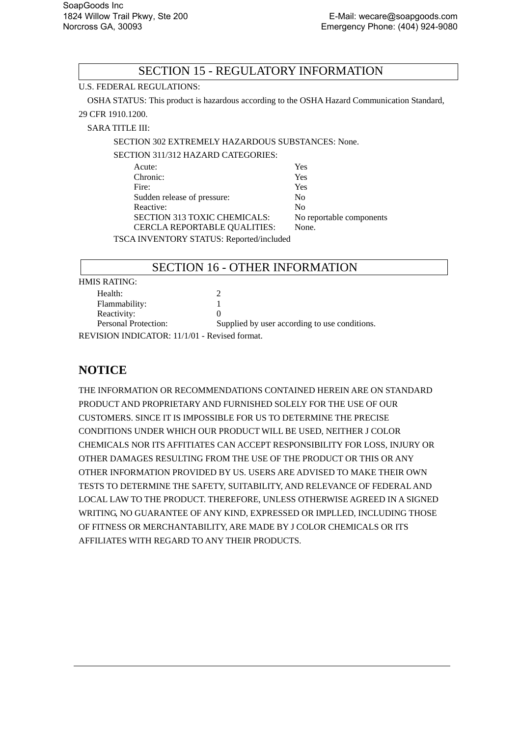## SECTION 15 - REGULATORY INFORMATION

U.S. FEDERAL REGULATIONS:

OSHA STATUS: This product is hazardous according to the OSHA Hazard Communication Standard, 29 CFR 1910.1200.

SARA TITLE III:

SECTION 302 EXTREMELY HAZARDOUS SUBSTANCES: None.

SECTION 311/312 HAZARD CATEGORIES:

| | |
|---|---|
| Acute: | Yes |
| Chronic: | Yes |
| Fire: | Yes |
| Sudden release of pressure: | No |
| Reactive: | No |
| SECTION 313 TOXIC CHEMICALS: | No reportable components |
| CERCLA REPORTABLE QUALITIES: | None. |

TSCA INVENTORY STATUS: Reported/included

## SECTION 16 - OTHER INFORMATION

HMIS RATING:

| | |
|---|---|
| Health: | 2 |
| Flammability: | 1 |
| Reactivity: | 0 |
| Personal Protection: | Supplied by user according to use conditions. |

REVISION INDICATOR: 11/1/01 - Revised format.

## NOTICE

THE INFORMATION OR RECOMMENDATIONS CONTAINED HEREIN ARE ON STANDARD PRODUCT AND PROPRIETARY AND FURNISHED SOLELY FOR THE USE OF OUR CUSTOMERS. SINCE IT IS IMPOSSIBLE FOR US TO DETERMINE THE PRECISE CONDITIONS UNDER WHICH OUR PRODUCT WILL BE USED, NEITHER J COLOR CHEMICALS NOR ITS AFFITIATES CAN ACCEPT RESPONSIBILITY FOR LOSS, INJURY OR OTHER DAMAGES RESULTING FROM THE USE OF THE PRODUCT OR THIS OR ANY OTHER INFORMATION PROVIDED BY US. USERS ARE ADVISED TO MAKE THEIR OWN TESTS TO DETERMINE THE SAFETY, SUITABILITY, AND RELEVANCE OF FEDERAL AND LOCAL LAW TO THE PRODUCT. THEREFORE, UNLESS OTHERWISE AGREED IN A SIGNED WRITING, NO GUARANTEE OF ANY KIND, EXPRESSED OR IMPLLED, INCLUDING THOSE OF FITNESS OR MERCHANTABILITY, ARE MADE BY J COLOR CHEMICALS OR ITS AFFILIATES WITH REGARD TO ANY THEIR PRODUCTS.